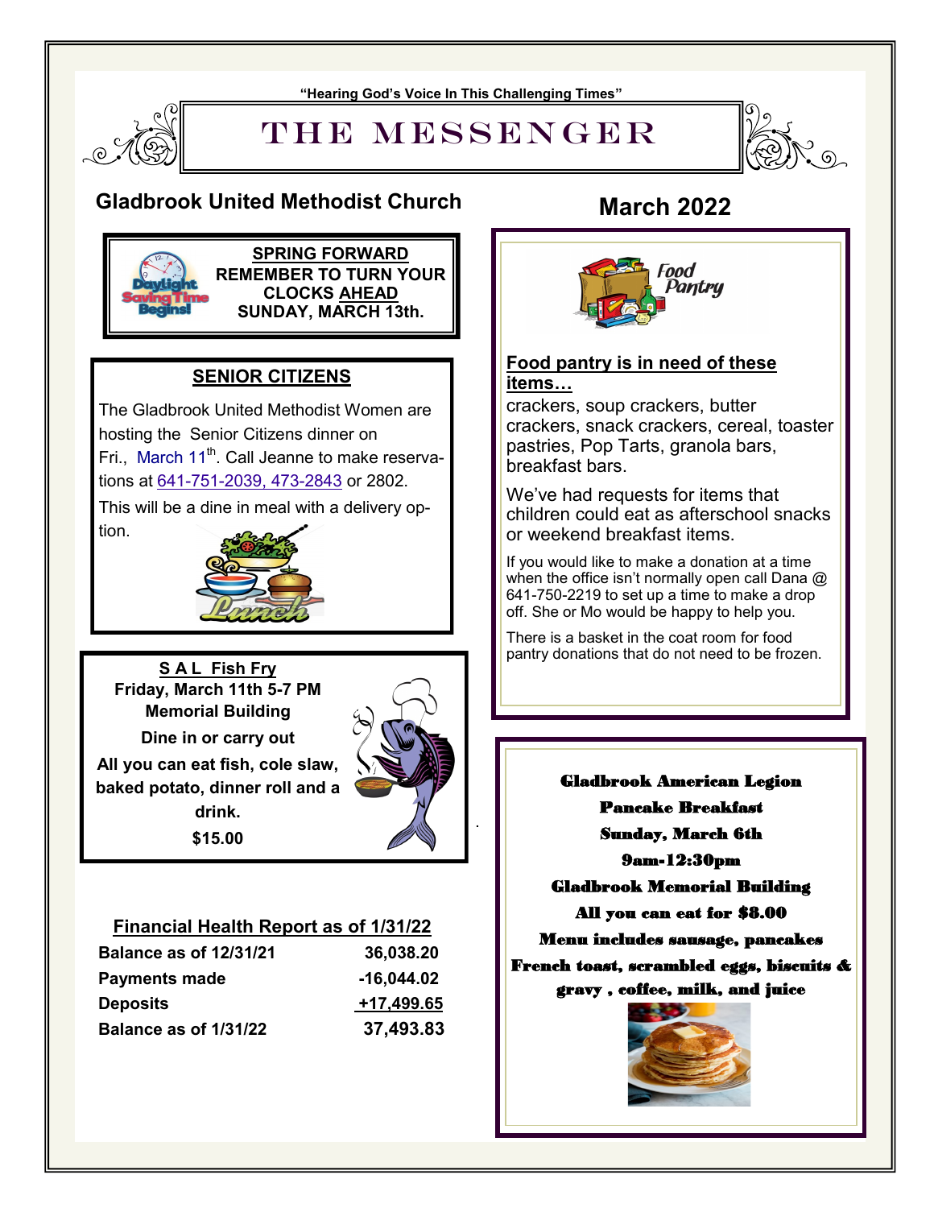"Hearing God's Voice In This Challenging Times"

# THE MESSENGER

## Gladbrook United Methodist Church

## March 2022

**SPRING FORWARD**
**REMEMBER TO TURN YOUR CLOCKS AHEAD SUNDAY, MARCH 13th.**

### SENIOR CITIZENS

The Gladbrook United Methodist Women are hosting the Senior Citizens dinner on Fri., March 11th. Call Jeanne to make reservations at 641-751-2039, 473-2843 or 2802.

This will be a dine in meal with a delivery option.

**S A L Fish Fry**
**Friday, March 11th 5-7 PM**
**Memorial Building**
**Dine in or carry out**
**All you can eat fish, cole slaw, baked potato, dinner roll and a drink.**
**$15.00**

### Financial Health Report as of 1/31/22

| | |
|---|---|
| **Balance as of 12/31/21** | **36,038.20** |
| **Payments made** | **-16,044.02** |
| **Deposits** | **+17,499.65** |
| **Balance as of 1/31/22** | **37,493.83** |

### Food pantry is in need of these items…

crackers, soup crackers, butter crackers, snack crackers, cereal, toaster pastries, Pop Tarts, granola bars, breakfast bars.

We've had requests for items that children could eat as afterschool snacks or weekend breakfast items.

If you would like to make a donation at a time when the office isn't normally open call Dana @ 641-750-2219 to set up a time to make a drop off. She or Mo would be happy to help you.

There is a basket in the coat room for food pantry donations that do not need to be frozen.

**Gladbrook American Legion**
**Pancake Breakfast**
**Sunday, March 6th**
**9am-12:30pm**
**Gladbrook Memorial Building**
**All you can eat for $8.00**
**Menu includes sausage, pancakes French toast, scrambled eggs, biscuits & gravy , coffee, milk, and juice**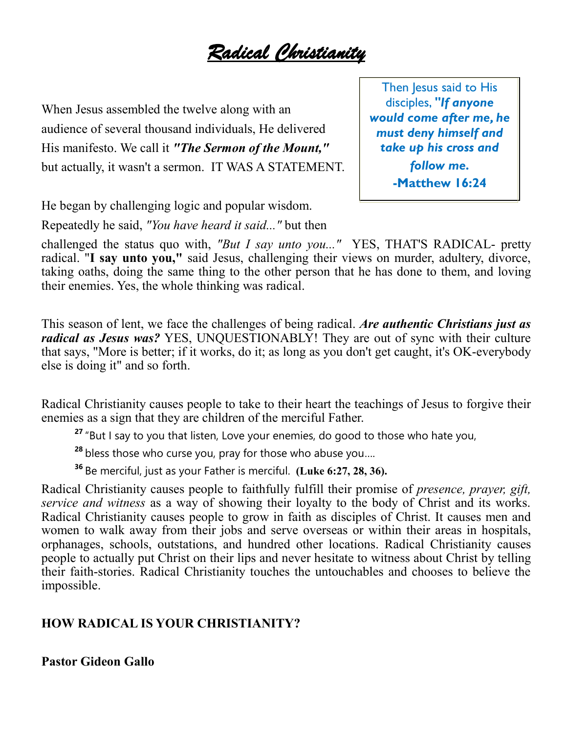# *Radical Christianity*

> Then Jesus said to His disciples, ***"If anyone would come after me, he must deny himself and take up his cross and follow me.***
> **-Matthew 16:24**

When Jesus assembled the twelve along with an audience of several thousand individuals, He delivered His manifesto. We call it ***"The Sermon of the Mount,"*** but actually, it wasn't a sermon. IT WAS A STATEMENT.

He began by challenging logic and popular wisdom. Repeatedly he said, *"You have heard it said..."* but then challenged the status quo with, *"But I say unto you..."* YES, THAT'S RADICAL- pretty radical. "**I say unto you,"** said Jesus, challenging their views on murder, adultery, divorce, taking oaths, doing the same thing to the other person that he has done to them, and loving their enemies. Yes, the whole thinking was radical.

This season of lent, we face the challenges of being radical. ***Are authentic Christians just as radical as Jesus was?*** YES, UNQUESTIONABLY! They are out of sync with their culture that says, "More is better; if it works, do it; as long as you don't get caught, it's OK-everybody else is doing it" and so forth.

Radical Christianity causes people to take to their heart the teachings of Jesus to forgive their enemies as a sign that they are children of the merciful Father.

> **27** "But I say to you that listen, Love your enemies, do good to those who hate you,
>
> **28** bless those who curse you, pray for those who abuse you....
>
> **36** Be merciful, just as your Father is merciful. **(Luke 6:27, 28, 36).**

Radical Christianity causes people to faithfully fulfill their promise of *presence, prayer, gift, service and witness* as a way of showing their loyalty to the body of Christ and its works. Radical Christianity causes people to grow in faith as disciples of Christ. It causes men and women to walk away from their jobs and serve overseas or within their areas in hospitals, orphanages, schools, outstations, and hundred other locations. Radical Christianity causes people to actually put Christ on their lips and never hesitate to witness about Christ by telling their faith-stories. Radical Christianity touches the untouchables and chooses to believe the impossible.

**HOW RADICAL IS YOUR CHRISTIANITY?**

**Pastor Gideon Gallo**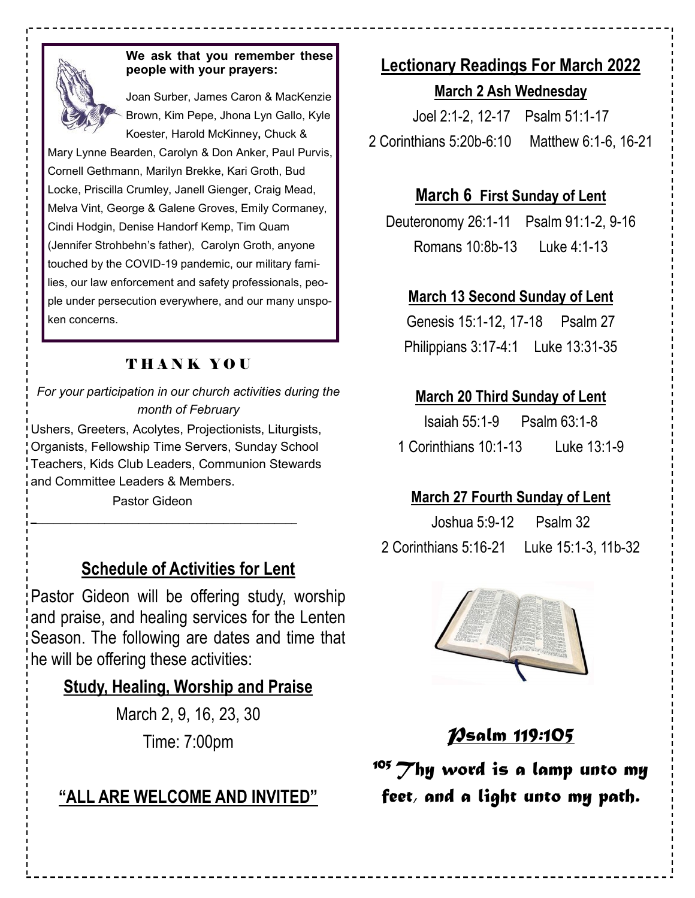**We ask that you remember these people with your prayers:**

Joan Surber, James Caron & MacKenzie Brown, Kim Pepe, Jhona Lyn Gallo, Kyle Koester, Harold McKinney**,** Chuck & Mary Lynne Bearden, Carolyn & Don Anker, Paul Purvis, Cornell Gethmann, Marilyn Brekke, Kari Groth, Bud Locke, Priscilla Crumley, Janell Gienger, Craig Mead, Melva Vint, George & Galene Groves, Emily Cormaney, Cindi Hodgin, Denise Handorf Kemp, Tim Quam (Jennifer Strohbehn's father), Carolyn Groth, anyone touched by the COVID-19 pandemic, our military families, our law enforcement and safety professionals, people under persecution everywhere, and our many unspoken concerns.

## THANK YOU

*For your participation in our church activities during the month of February*

Ushers, Greeters, Acolytes, Projectionists, Liturgists, Organists, Fellowship Time Servers, Sunday School Teachers, Kids Club Leaders, Communion Stewards and Committee Leaders & Members.

Pastor Gideon

## Schedule of Activities for Lent

Pastor Gideon will be offering study, worship and praise, and healing services for the Lenten Season. The following are dates and time that he will be offering these activities:

### Study, Healing, Worship and Praise

March 2, 9, 16, 23, 30

Time: 7:00pm

**"ALL ARE WELCOME AND INVITED"**

## Lectionary Readings For March 2022

### March 2 Ash Wednesday

Joel 2:1-2, 12-17 Psalm 51:1-17

2 Corinthians 5:20b-6:10 Matthew 6:1-6, 16-21

### March 6 First Sunday of Lent

Deuteronomy 26:1-11 Psalm 91:1-2, 9-16

Romans 10:8b-13 Luke 4:1-13

### March 13 Second Sunday of Lent

Genesis 15:1-12, 17-18 Psalm 27

Philippians 3:17-4:1 Luke 13:31-35

### March 20 Third Sunday of Lent

Isaiah 55:1-9 Psalm 63:1-8

1 Corinthians 10:1-13 Luke 13:1-9

### March 27 Fourth Sunday of Lent

Joshua 5:9-12 Psalm 32

2 Corinthians 5:16-21 Luke 15:1-3, 11b-32

### *Psalm 119:105*

*105 Thy word is a lamp unto my feet, and a light unto my path.*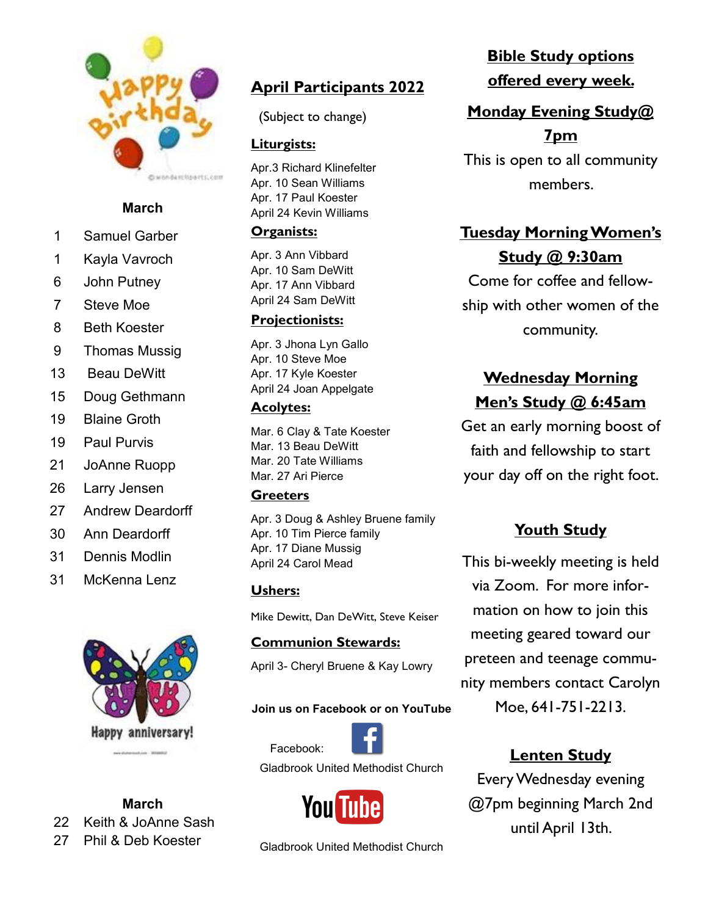Happy Birthday

## March

- 1 Samuel Garber
- 1 Kayla Vavroch
- 6 John Putney
- 7 Steve Moe
- 8 Beth Koester
- 9 Thomas Mussig
- 13 Beau DeWitt
- 15 Doug Gethmann
- 19 Blaine Groth
- 19 Paul Purvis
- 21 JoAnne Ruopp
- 26 Larry Jensen
- 27 Andrew Deardorff
- 30 Ann Deardorff
- 31 Dennis Modlin
- 31 McKenna Lenz

Happy anniversary!

## March

- 22 Keith & JoAnne Sash
- 27 Phil & Deb Koester

## April Participants 2022

(Subject to change)

### Liturgists:

Apr.3 Richard Klinefelter
Apr. 10 Sean Williams
Apr. 17 Paul Koester
April 24 Kevin Williams

### Organists:

Apr. 3 Ann Vibbard
Apr. 10 Sam DeWitt
Apr. 17 Ann Vibbard
April 24 Sam DeWitt

### Projectionists:

Apr. 3 Jhona Lyn Gallo
Apr. 10 Steve Moe
Apr. 17 Kyle Koester
April 24 Joan Appelgate

### Acolytes:

Mar. 6 Clay & Tate Koester
Mar. 13 Beau DeWitt
Mar. 20 Tate Williams
Mar. 27 Ari Pierce

### Greeters

Apr. 3 Doug & Ashley Bruene family
Apr. 10 Tim Pierce family
Apr. 17 Diane Mussig
April 24 Carol Mead

### Ushers:

Mike Dewitt, Dan DeWitt, Steve Keiser

### Communion Stewards:

April 3- Cheryl Bruene & Kay Lowry

**Join us on Facebook or on YouTube**

Facebook:
Gladbrook United Methodist Church

YouTube
Gladbrook United Methodist Church

## Bible Study options offered every week.

### Monday Evening Study@ 7pm

This is open to all community members.

### Tuesday Morning Women's Study @ 9:30am

Come for coffee and fellowship with other women of the community.

### Wednesday Morning Men's Study @ 6:45am

Get an early morning boost of faith and fellowship to start your day off on the right foot.

### Youth Study

This bi-weekly meeting is held via Zoom. For more information on how to join this meeting geared toward our preteen and teenage community members contact Carolyn Moe, 641-751-2213.

### Lenten Study

Every Wednesday evening @7pm beginning March 2nd until April 13th.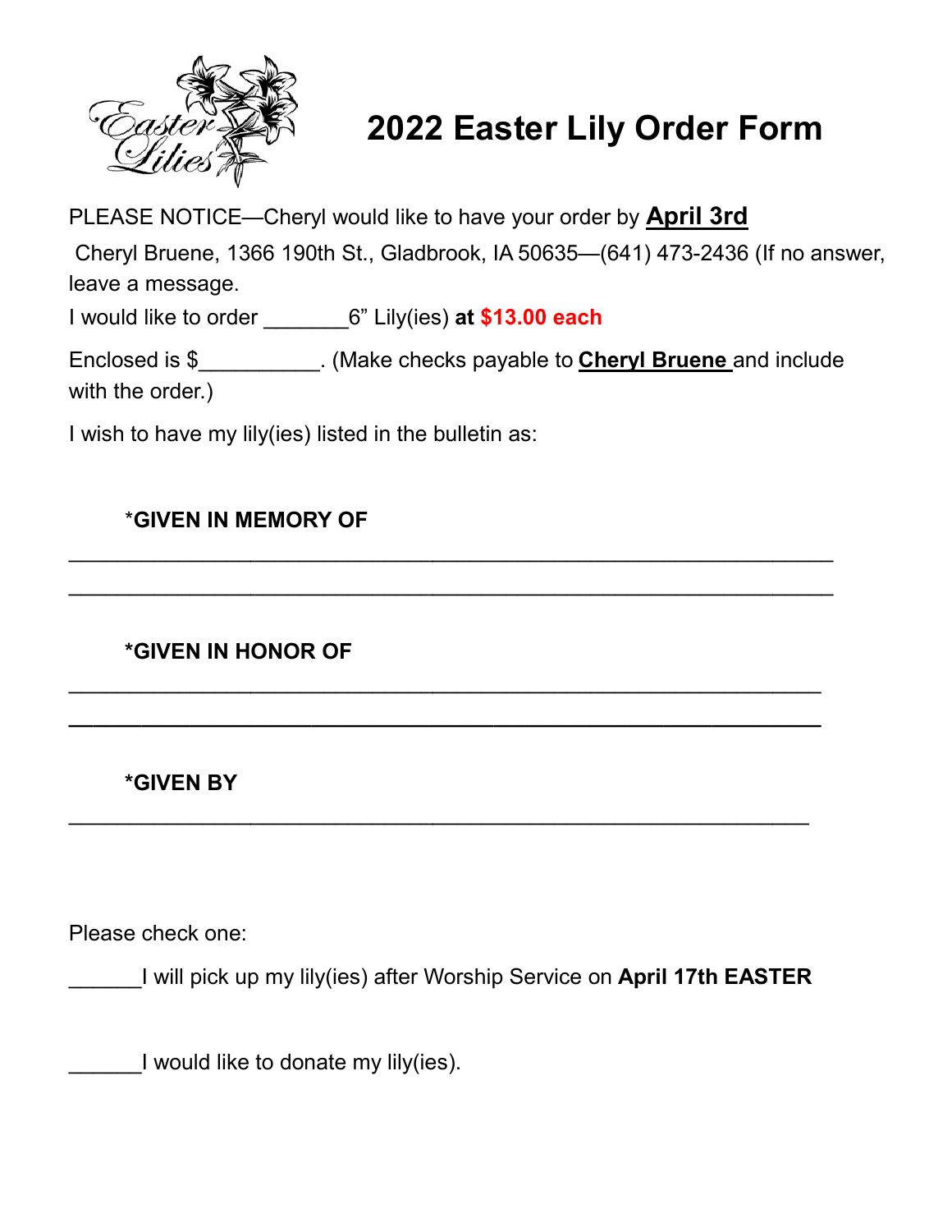# 2022 Easter Lily Order Form

PLEASE NOTICE—Cheryl would like to have your order by **April 3rd**

Cheryl Bruene, 1366 190th St., Gladbrook, IA 50635—(641) 473-2436 (If no answer, leave a message.

I would like to order _______6" Lily(ies) **at $13.00 each**

Enclosed is $__________. (Make checks payable to **Cheryl Bruene** and include with the order.)

I wish to have my lily(ies) listed in the bulletin as:

**\*GIVEN IN MEMORY OF**

_______________________________________________________________

_______________________________________________________________

**\*GIVEN IN HONOR OF**

_______________________________________________________________

_______________________________________________________________

**\*GIVEN BY**

_______________________________________________________________

Please check one:

______I will pick up my lily(ies) after Worship Service on **April 17th EASTER**

______I would like to donate my lily(ies).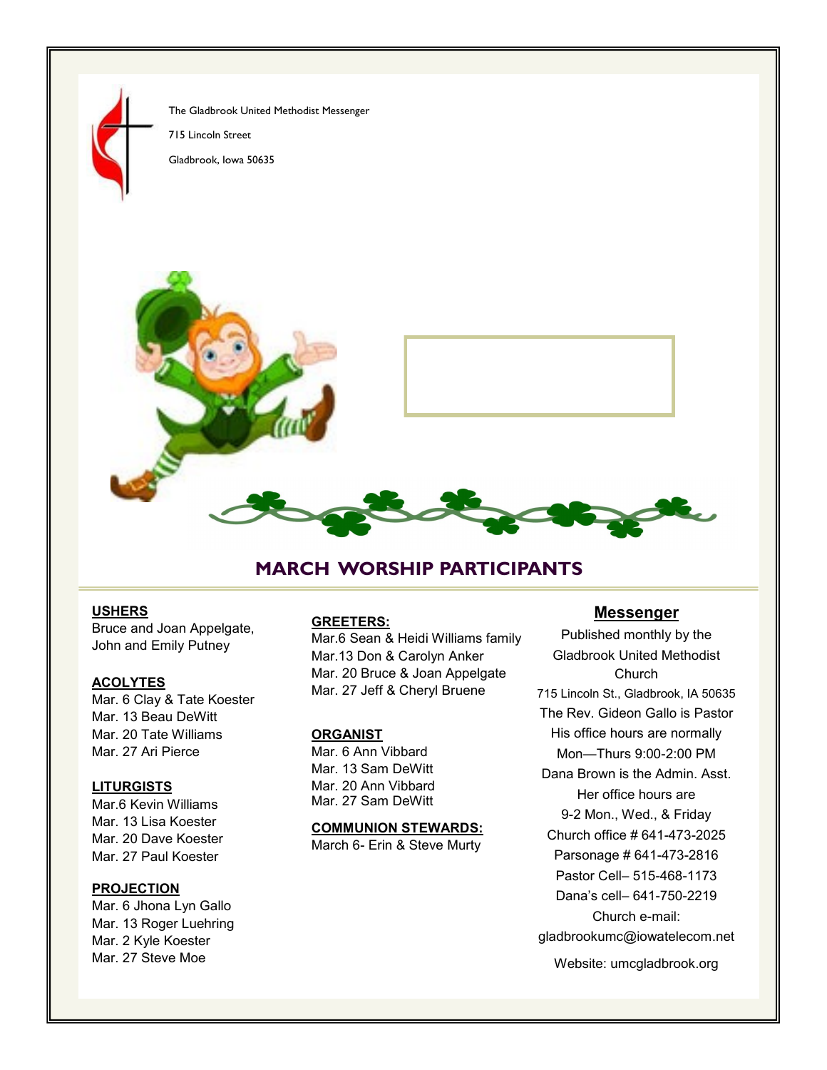The Gladbrook United Methodist Messenger

715 Lincoln Street

Gladbrook, Iowa 50635

## MARCH WORSHIP PARTICIPANTS

**USHERS**
Bruce and Joan Appelgate,
John and Emily Putney

**ACOLYTES**
Mar. 6 Clay & Tate Koester
Mar. 13 Beau DeWitt
Mar. 20 Tate Williams
Mar. 27 Ari Pierce

**LITURGISTS**
Mar.6 Kevin Williams
Mar. 13 Lisa Koester
Mar. 20 Dave Koester
Mar. 27 Paul Koester

**PROJECTION**
Mar. 6 Jhona Lyn Gallo
Mar. 13 Roger Luehring
Mar. 2 Kyle Koester
Mar. 27 Steve Moe

**GREETERS:**
Mar.6 Sean & Heidi Williams family
Mar.13 Don & Carolyn Anker
Mar. 20 Bruce & Joan Appelgate
Mar. 27 Jeff & Cheryl Bruene

**ORGANIST**
Mar. 6 Ann Vibbard
Mar. 13 Sam DeWitt
Mar. 20 Ann Vibbard
Mar. 27 Sam DeWitt

**COMMUNION STEWARDS:**
March 6- Erin & Steve Murty

**Messenger**

Published monthly by the
Gladbrook United Methodist
Church
715 Lincoln St., Gladbrook, IA 50635
The Rev. Gideon Gallo is Pastor
His office hours are normally
Mon—Thurs 9:00-2:00 PM
Dana Brown is the Admin. Asst.
Her office hours are
9-2 Mon., Wed., & Friday
Church office # 641-473-2025
Parsonage # 641-473-2816
Pastor Cell– 515-468-1173
Dana's cell– 641-750-2219
Church e-mail:
gladbrookumc@iowatelecom.net

Website: umcgladbrook.org